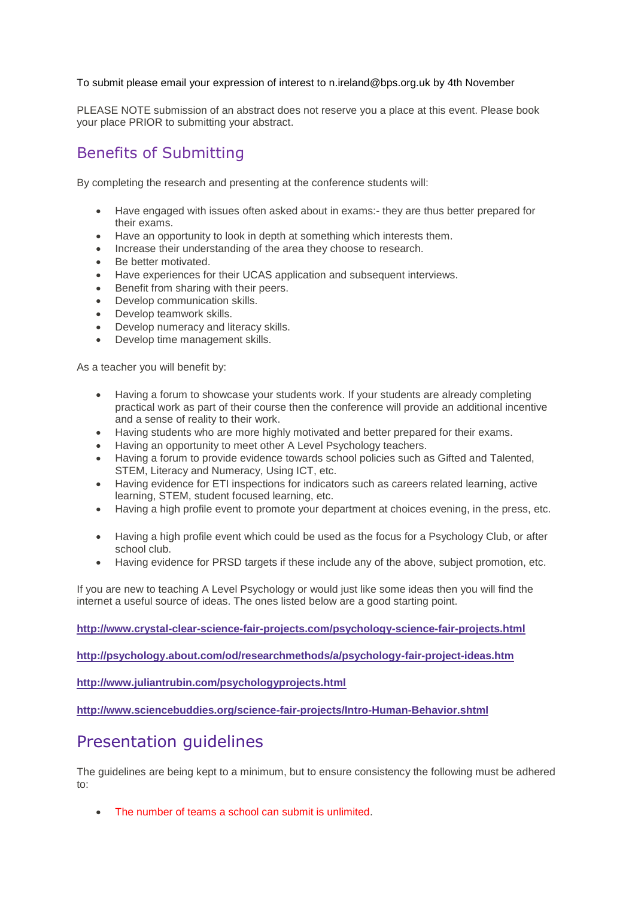To submit please email your expression of interest to n.ireland@bps.org.uk by 4th November

PLEASE NOTE submission of an abstract does not reserve you a place at this event. Please book your place PRIOR to submitting your abstract.

## Benefits of Submitting

By completing the research and presenting at the conference students will:

- Have engaged with issues often asked about in exams:- they are thus better prepared for their exams.
- Have an opportunity to look in depth at something which interests them.
- Increase their understanding of the area they choose to research.
- Be better motivated.
- Have experiences for their UCAS application and subsequent interviews.
- Benefit from sharing with their peers.
- Develop communication skills.
- Develop teamwork skills.
- Develop numeracy and literacy skills.
- Develop time management skills.

As a teacher you will benefit by:

- Having a forum to showcase your students work. If your students are already completing practical work as part of their course then the conference will provide an additional incentive and a sense of reality to their work.
- Having students who are more highly motivated and better prepared for their exams.
- Having an opportunity to meet other A Level Psychology teachers.
- Having a forum to provide evidence towards school policies such as Gifted and Talented, STEM, Literacy and Numeracy, Using ICT, etc.
- Having evidence for ETI inspections for indicators such as careers related learning, active learning, STEM, student focused learning, etc.
- Having a high profile event to promote your department at choices evening, in the press, etc.
- Having a high profile event which could be used as the focus for a Psychology Club, or after school club.
- Having evidence for PRSD targets if these include any of the above, subject promotion, etc.

If you are new to teaching A Level Psychology or would just like some ideas then you will find the internet a useful source of ideas. The ones listed below are a good starting point.

**http://www.crystal-clear-science-fair-projects.com/psychology-science-fair-projects.html**

**http://psychology.about.com/od/researchmethods/a/psychology-fair-project-ideas.htm**

**http://www.juliantrubin.com/psychologyprojects.html**

**http://www.sciencebuddies.org/science-fair-projects/Intro-Human-Behavior.shtml**

## Presentation guidelines

The guidelines are being kept to a minimum, but to ensure consistency the following must be adhered to:

- The number of teams a school can submit is unlimited.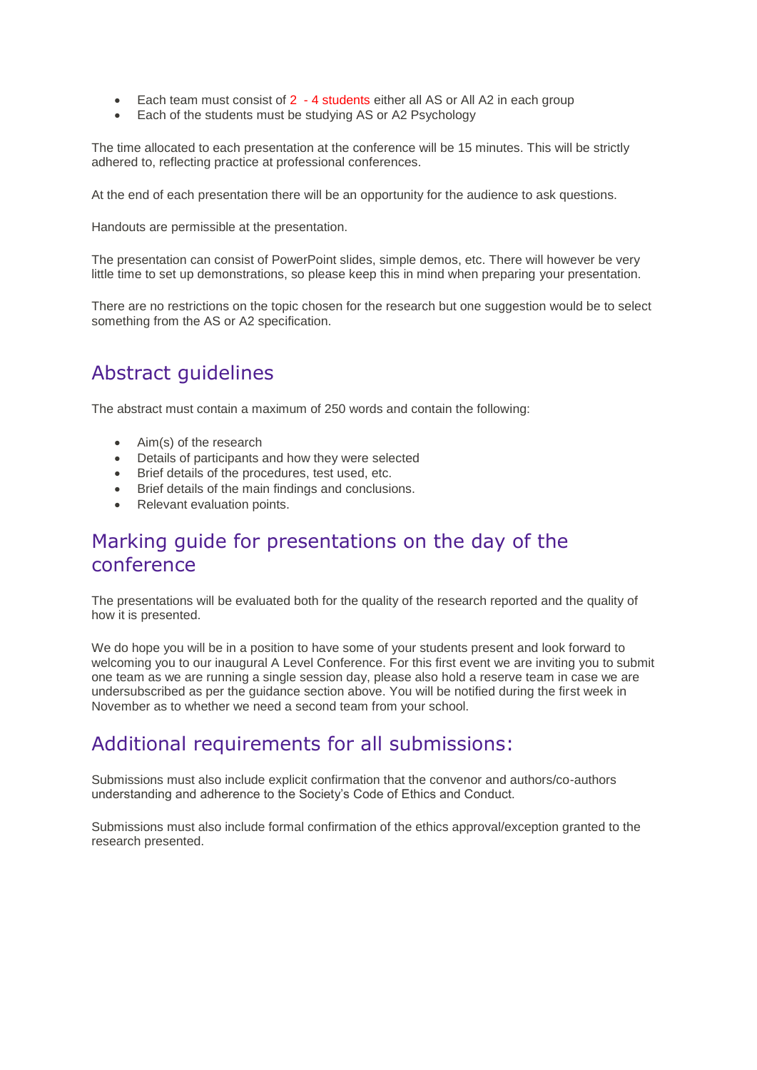- Each team must consist of 2 - 4 students either all AS or All A2 in each group
- Each of the students must be studying AS or A2 Psychology

The time allocated to each presentation at the conference will be 15 minutes. This will be strictly adhered to, reflecting practice at professional conferences.

At the end of each presentation there will be an opportunity for the audience to ask questions.

Handouts are permissible at the presentation.

The presentation can consist of PowerPoint slides, simple demos, etc. There will however be very little time to set up demonstrations, so please keep this in mind when preparing your presentation.

There are no restrictions on the topic chosen for the research but one suggestion would be to select something from the AS or A2 specification.

## Abstract guidelines

The abstract must contain a maximum of 250 words and contain the following:

- Aim(s) of the research
- Details of participants and how they were selected
- Brief details of the procedures, test used, etc.
- Brief details of the main findings and conclusions.
- Relevant evaluation points.

## Marking guide for presentations on the day of the conference

The presentations will be evaluated both for the quality of the research reported and the quality of how it is presented.

We do hope you will be in a position to have some of your students present and look forward to welcoming you to our inaugural A Level Conference. For this first event we are inviting you to submit one team as we are running a single session day, please also hold a reserve team in case we are undersubscribed as per the guidance section above. You will be notified during the first week in November as to whether we need a second team from your school.

## Additional requirements for all submissions:

Submissions must also include explicit confirmation that the convenor and authors/co-authors understanding and adherence to the Society's Code of Ethics and Conduct.

Submissions must also include formal confirmation of the ethics approval/exception granted to the research presented.